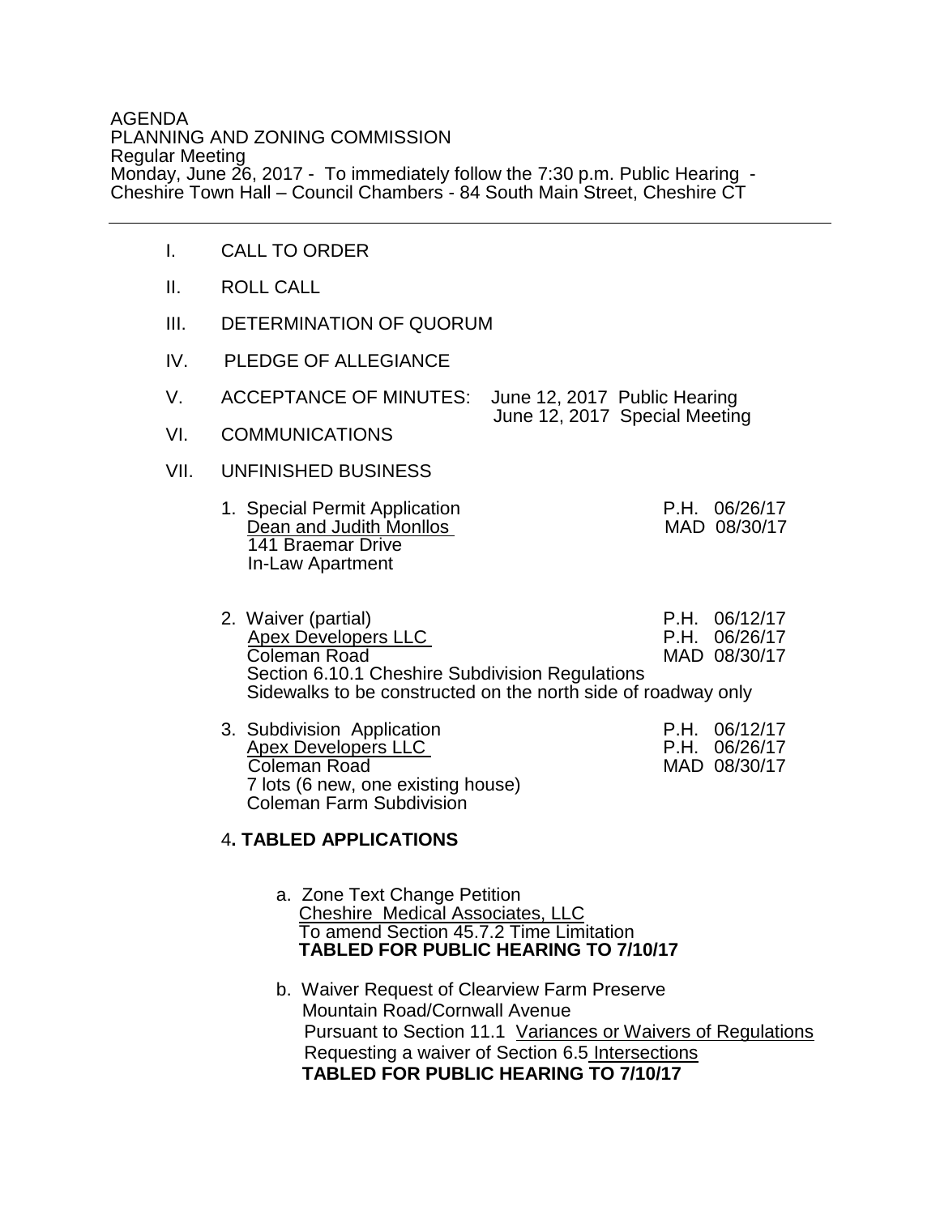AGENDA
PLANNING AND ZONING COMMISSION
Regular Meeting
Monday, June 26, 2017 - To immediately follow the 7:30 p.m. Public Hearing - Cheshire Town Hall – Council Chambers - 84 South Main Street, Cheshire CT

---

I. CALL TO ORDER

II. ROLL CALL

III. DETERMINATION OF QUORUM

IV. PLEDGE OF ALLEGIANCE

V. ACCEPTANCE OF MINUTES: June 12, 2017 Public Hearing
June 12, 2017 Special Meeting

VI. COMMUNICATIONS

VII. UNFINISHED BUSINESS

1. Special Permit Application — P.H. 06/26/17, MAD 08/30/17
   Dean and Judith Monllos
   141 Braemar Drive
   In-Law Apartment

2. Waiver (partial) — P.H. 06/12/17, P.H. 06/26/17, MAD 08/30/17
   Apex Developers LLC
   Coleman Road
   Section 6.10.1 Cheshire Subdivision Regulations
   Sidewalks to be constructed on the north side of roadway only

3. Subdivision Application — P.H. 06/12/17, P.H. 06/26/17, MAD 08/30/17
   Apex Developers LLC
   Coleman Road
   7 lots (6 new, one existing house)
   Coleman Farm Subdivision

4**. TABLED APPLICATIONS**

a. Zone Text Change Petition
   Cheshire Medical Associates, LLC
   To amend Section 45.7.2 Time Limitation
   **TABLED FOR PUBLIC HEARING TO 7/10/17**

b. Waiver Request of Clearview Farm Preserve
   Mountain Road/Cornwall Avenue
   Pursuant to Section 11.1 Variances or Waivers of Regulations
   Requesting a waiver of Section 6.5 Intersections
   **TABLED FOR PUBLIC HEARING TO 7/10/17**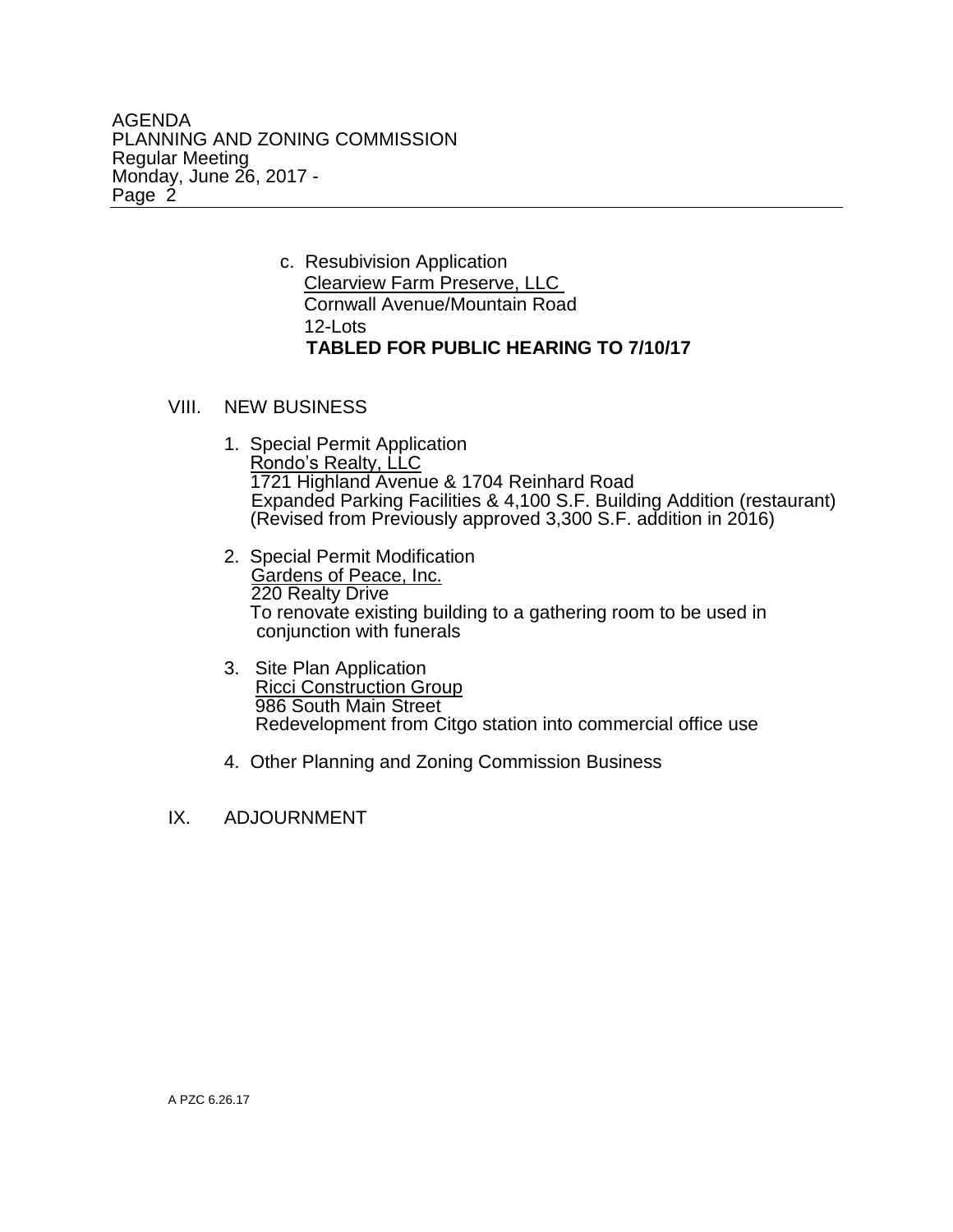c. Resubivision Application
   Clearview Farm Preserve, LLC
   Cornwall Avenue/Mountain Road
   12-Lots
   **TABLED FOR PUBLIC HEARING TO 7/10/17**

## VIII. NEW BUSINESS

1. Special Permit Application
   Rondo's Realty, LLC
   1721 Highland Avenue & 1704 Reinhard Road
   Expanded Parking Facilities & 4,100 S.F. Building Addition (restaurant)
   (Revised from Previously approved 3,300 S.F. addition in 2016)

2. Special Permit Modification
   Gardens of Peace, Inc.
   220 Realty Drive
   To renovate existing building to a gathering room to be used in conjunction with funerals

3. Site Plan Application
   Ricci Construction Group
   986 South Main Street
   Redevelopment from Citgo station into commercial office use

4. Other Planning and Zoning Commission Business

## IX. ADJOURNMENT